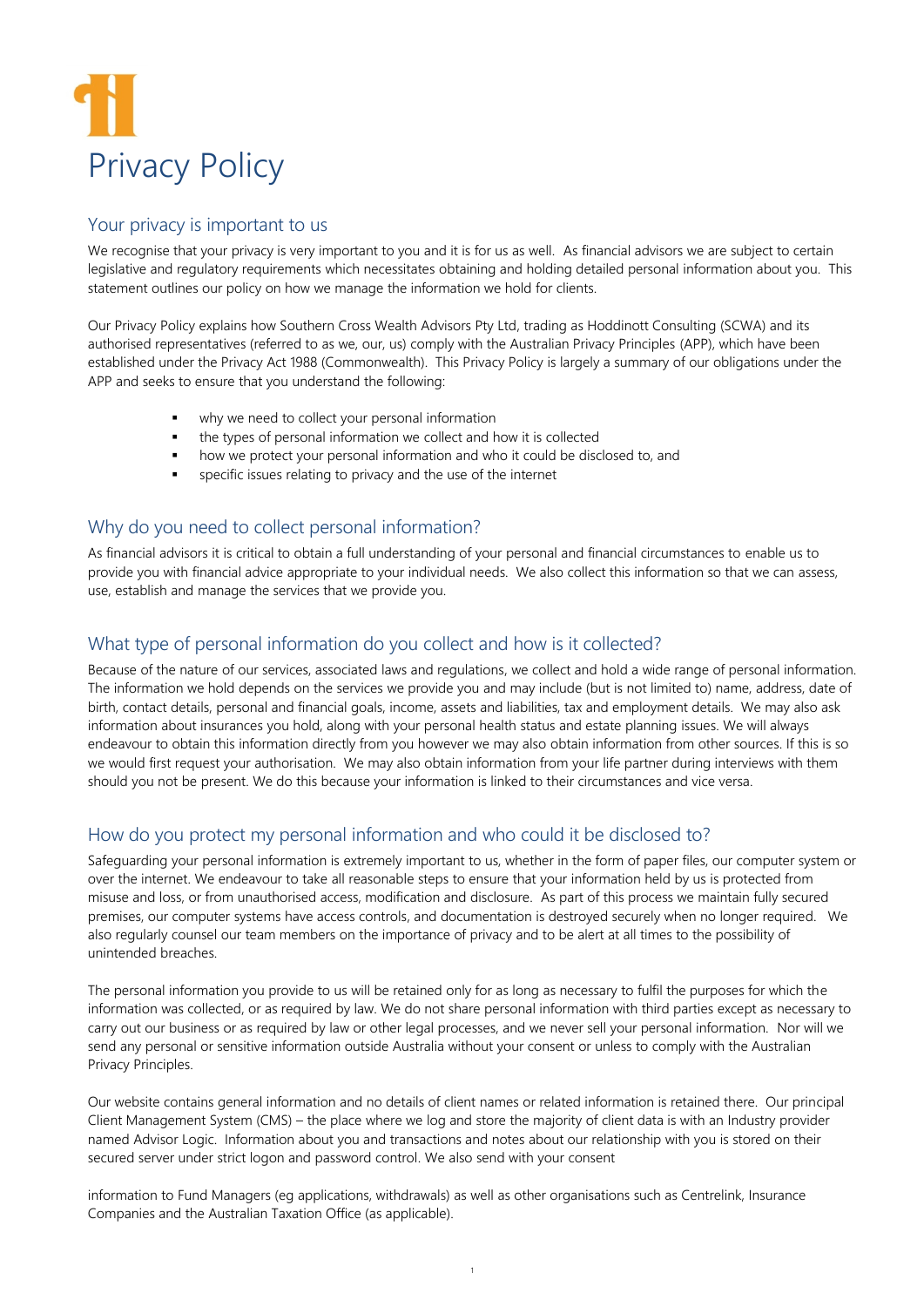# Privacy Policy

## Your privacy is important to us

We recognise that your privacy is very important to you and it is for us as well. As financial advisors we are subject to certain legislative and regulatory requirements which necessitates obtaining and holding detailed personal information about you. This statement outlines our policy on how we manage the information we hold for clients.

Our Privacy Policy explains how Southern Cross Wealth Advisors Pty Ltd, trading as Hoddinott Consulting (SCWA) and its authorised representatives (referred to as we, our, us) comply with the Australian Privacy Principles (APP), which have been established under the Privacy Act 1988 (Commonwealth). This Privacy Policy is largely a summary of our obligations under the APP and seeks to ensure that you understand the following:

- why we need to collect your personal information
- the types of personal information we collect and how it is collected
- how we protect your personal information and who it could be disclosed to, and
- specific issues relating to privacy and the use of the internet

## Why do you need to collect personal information?

As financial advisors it is critical to obtain a full understanding of your personal and financial circumstances to enable us to provide you with financial advice appropriate to your individual needs. We also collect this information so that we can assess, use, establish and manage the services that we provide you.

## What type of personal information do you collect and how is it collected?

Because of the nature of our services, associated laws and regulations, we collect and hold a wide range of personal information. The information we hold depends on the services we provide you and may include (but is not limited to) name, address, date of birth, contact details, personal and financial goals, income, assets and liabilities, tax and employment details. We may also ask information about insurances you hold, along with your personal health status and estate planning issues. We will always endeavour to obtain this information directly from you however we may also obtain information from other sources. If this is so we would first request your authorisation. We may also obtain information from your life partner during interviews with them should you not be present. We do this because your information is linked to their circumstances and vice versa.

## How do you protect my personal information and who could it be disclosed to?

Safeguarding your personal information is extremely important to us, whether in the form of paper files, our computer system or over the internet. We endeavour to take all reasonable steps to ensure that your information held by us is protected from misuse and loss, or from unauthorised access, modification and disclosure. As part of this process we maintain fully secured premises, our computer systems have access controls, and documentation is destroyed securely when no longer required. We also regularly counsel our team members on the importance of privacy and to be alert at all times to the possibility of unintended breaches.

The personal information you provide to us will be retained only for as long as necessary to fulfil the purposes for which the information was collected, or as required by law. We do not share personal information with third parties except as necessary to carry out our business or as required by law or other legal processes, and we never sell your personal information. Nor will we send any personal or sensitive information outside Australia without your consent or unless to comply with the Australian Privacy Principles.

Our website contains general information and no details of client names or related information is retained there. Our principal Client Management System (CMS) – the place where we log and store the majority of client data is with an Industry provider named Advisor Logic. Information about you and transactions and notes about our relationship with you is stored on their secured server under strict logon and password control. We also send with your consent

information to Fund Managers (eg applications, withdrawals) as well as other organisations such as Centrelink, Insurance Companies and the Australian Taxation Office (as applicable).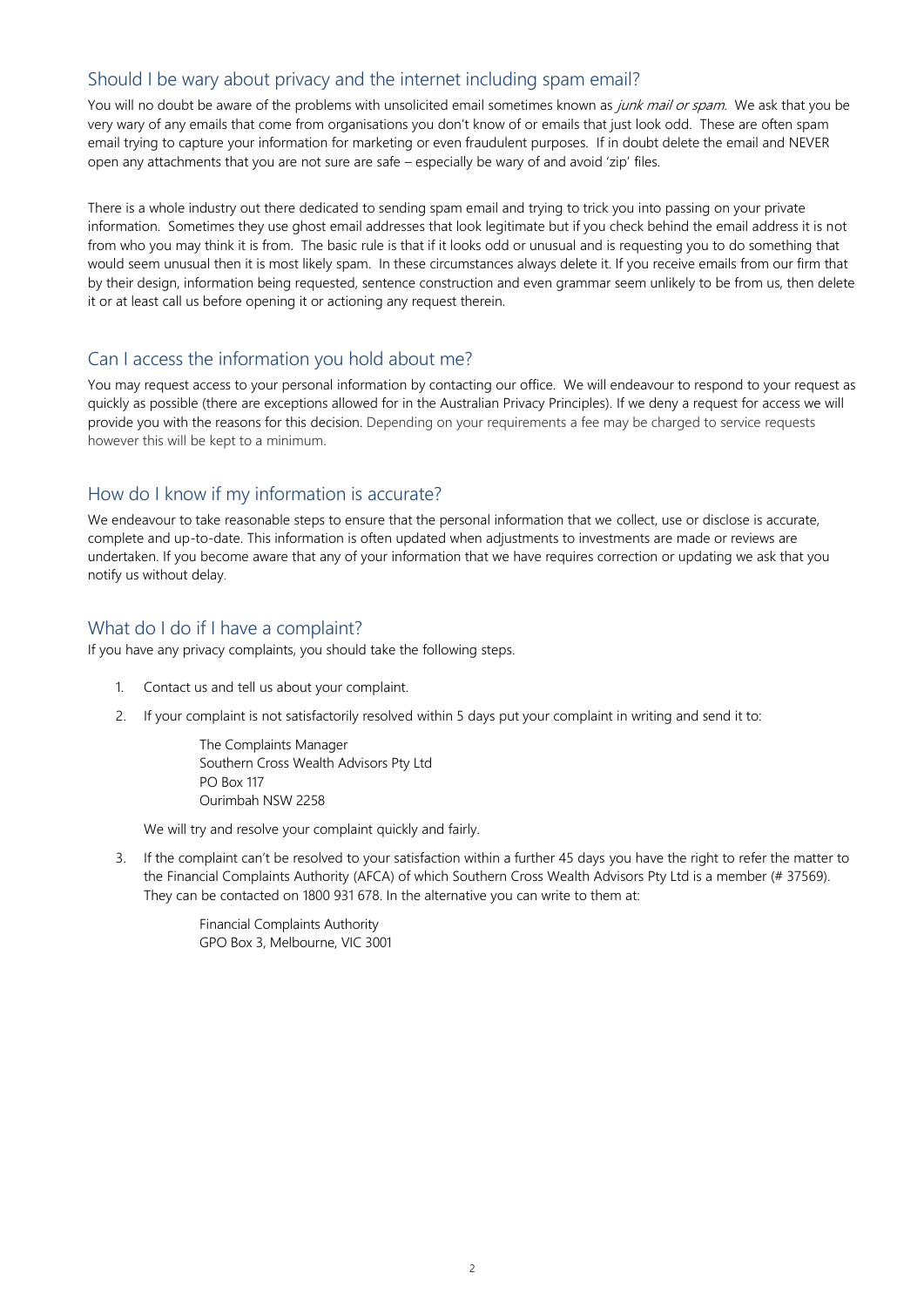## Should I be wary about privacy and the internet including spam email?

You will no doubt be aware of the problems with unsolicited email sometimes known as *junk mail or spam*. We ask that you be very wary of any emails that come from organisations you don't know of or emails that just look odd. These are often spam email trying to capture your information for marketing or even fraudulent purposes. If in doubt delete the email and NEVER open any attachments that you are not sure are safe – especially be wary of and avoid 'zip' files.

There is a whole industry out there dedicated to sending spam email and trying to trick you into passing on your private information. Sometimes they use ghost email addresses that look legitimate but if you check behind the email address it is not from who you may think it is from. The basic rule is that if it looks odd or unusual and is requesting you to do something that would seem unusual then it is most likely spam. In these circumstances always delete it. If you receive emails from our firm that by their design, information being requested, sentence construction and even grammar seem unlikely to be from us, then delete it or at least call us before opening it or actioning any request therein.

## Can I access the information you hold about me?

You may request access to your personal information by contacting our office. We will endeavour to respond to your request as quickly as possible (there are exceptions allowed for in the Australian Privacy Principles). If we deny a request for access we will provide you with the reasons for this decision. Depending on your requirements a fee may be charged to service requests however this will be kept to a minimum.

## How do I know if my information is accurate?

We endeavour to take reasonable steps to ensure that the personal information that we collect, use or disclose is accurate, complete and up-to-date. This information is often updated when adjustments to investments are made or reviews are undertaken. If you become aware that any of your information that we have requires correction or updating we ask that you notify us without delay.

## What do I do if I have a complaint?

If you have any privacy complaints, you should take the following steps.

1. Contact us and tell us about your complaint.
2. If your complaint is not satisfactorily resolved within 5 days put your complaint in writing and send it to:

   The Complaints Manager
   Southern Cross Wealth Advisors Pty Ltd
   PO Box 117
   Ourimbah NSW 2258

   We will try and resolve your complaint quickly and fairly.

3. If the complaint can't be resolved to your satisfaction within a further 45 days you have the right to refer the matter to the Financial Complaints Authority (AFCA) of which Southern Cross Wealth Advisors Pty Ltd is a member (# 37569). They can be contacted on 1800 931 678. In the alternative you can write to them at:

   Financial Complaints Authority
   GPO Box 3, Melbourne, VIC 3001